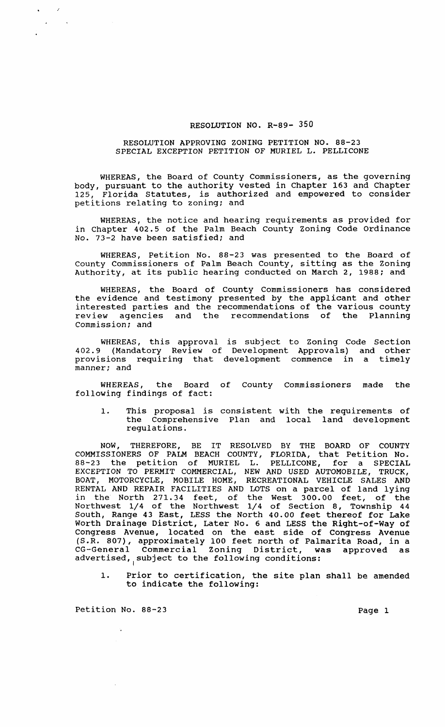RESOLUTION NO. R-89- 350

RESOLUTION APPROVING ZONING PETITION NO. 88-23
SPECIAL EXCEPTION PETITION OF MURIEL L. PELLICONE

WHEREAS, the Board of County Commissioners, as the governing body, pursuant to the authority vested in Chapter 163 and Chapter 125, Florida Statutes, is authorized and empowered to consider petitions relating to zoning; and

WHEREAS, the notice and hearing requirements as provided for in Chapter 402.5 of the Palm Beach County Zoning Code Ordinance No. 73-2 have been satisfied; and

WHEREAS, Petition No. 88-23 was presented to the Board of County Commissioners of Palm Beach County, sitting as the Zoning Authority, at its public hearing conducted on March 2, 1988; and

WHEREAS, the Board of County Commissioners has considered the evidence and testimony presented by the applicant and other interested parties and the recommendations of the various county review agencies and the recommendations of the Planning Commission; and

WHEREAS, this approval is subject to Zoning Code Section 402.9 (Mandatory Review of Development Approvals) and other provisions requiring that development commence in a timely manner; and

WHEREAS, the Board of County Commissioners made the following findings of fact:

1. This proposal is consistent with the requirements of the Comprehensive Plan and local land development regulations.

NOW, THEREFORE, BE IT RESOLVED BY THE BOARD OF COUNTY COMMISSIONERS OF PALM BEACH COUNTY, FLORIDA, that Petition No. 88-23 the petition of MURIEL L. PELLICONE, for a SPECIAL EXCEPTION TO PERMIT COMMERCIAL, NEW AND USED AUTOMOBILE, TRUCK, BOAT, MOTORCYCLE, MOBILE HOME, RECREATIONAL VEHICLE SALES AND RENTAL AND REPAIR FACILITIES AND LOTS on a parcel of land lying in the North 271.34 feet, of the West 300.00 feet, of the Northwest 1/4 of the Northwest 1/4 of Section 8, Township 44 South, Range 43 East, LESS the North 40.00 feet thereof for Lake Worth Drainage District, Later No. 6 and LESS the Right-of-Way of Congress Avenue, located on the east side of Congress Avenue (S.R. 807), approximately 100 feet north of Palmarita Road, in a CG-General Commercial Zoning District, was approved as advertised, subject to the following conditions:

1. Prior to certification, the site plan shall be amended to indicate the following: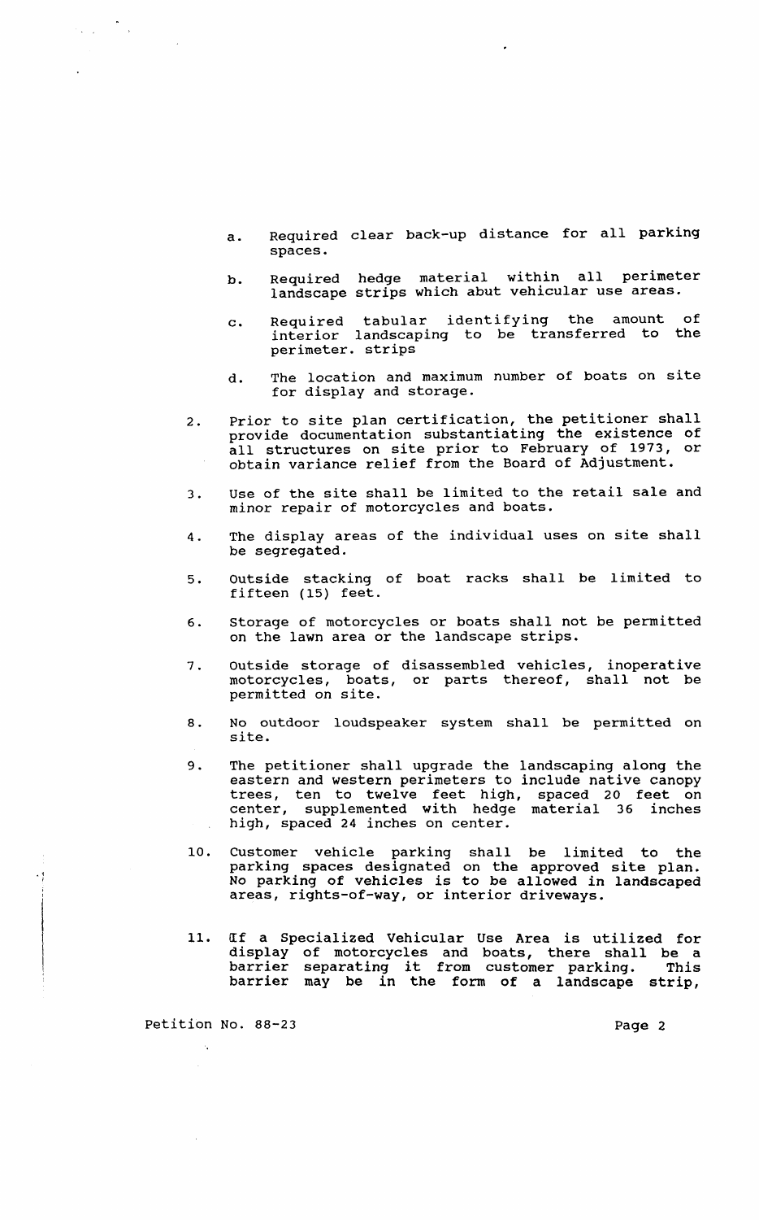a. Required clear back-up distance for all parking spaces.

b. Required hedge material within all perimeter landscape strips which abut vehicular use areas.

c. Required tabular identifying the amount of interior landscaping to be transferred to the perimeter. strips

d. The location and maximum number of boats on site for display and storage.

2. Prior to site plan certification, the petitioner shall provide documentation substantiating the existence of all structures on site prior to February of 1973, or obtain variance relief from the Board of Adjustment.

3. Use of the site shall be limited to the retail sale and minor repair of motorcycles and boats.

4. The display areas of the individual uses on site shall be segregated.

5. Outside stacking of boat racks shall be limited to fifteen (15) feet.

6. Storage of motorcycles or boats shall not be permitted on the lawn area or the landscape strips.

7. Outside storage of disassembled vehicles, inoperative motorcycles, boats, or parts thereof, shall not be permitted on site.

8. No outdoor loudspeaker system shall be permitted on site.

9. The petitioner shall upgrade the landscaping along the eastern and western perimeters to include native canopy trees, ten to twelve feet high, spaced 20 feet on center, supplemented with hedge material 36 inches high, spaced 24 inches on center.

10. Customer vehicle parking shall be limited to the parking spaces designated on the approved site plan. No parking of vehicles is to be allowed in landscaped areas, rights-of-way, or interior driveways.

11. If a Specialized Vehicular Use Area is utilized for display of motorcycles and boats, there shall be a barrier separating it from customer parking. This barrier may be in the form of a landscape strip,

Petition No. 88-23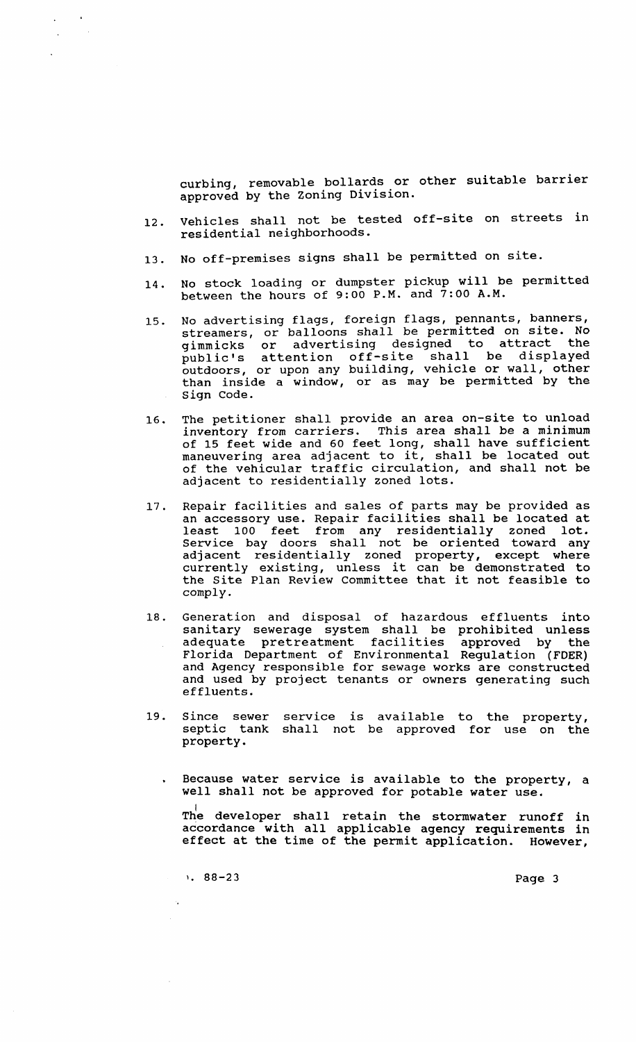curbing, removable bollards or other suitable barrier approved by the Zoning Division.

12. Vehicles shall not be tested off-site on streets in residential neighborhoods.

13. No off-premises signs shall be permitted on site.

14. No stock loading or dumpster pickup will be permitted between the hours of 9:00 P.M. and 7:00 A.M.

15. No advertising flags, foreign flags, pennants, banners, streamers, or balloons shall be permitted on site. No gimmicks or advertising designed to attract the public's attention off-site shall be displayed outdoors, or upon any building, vehicle or wall, other than inside a window, or as may be permitted by the Sign Code.

16. The petitioner shall provide an area on-site to unload inventory from carriers. This area shall be a minimum of 15 feet wide and 60 feet long, shall have sufficient maneuvering area adjacent to it, shall be located out of the vehicular traffic circulation, and shall not be adjacent to residentially zoned lots.

17. Repair facilities and sales of parts may be provided as an accessory use. Repair facilities shall be located at least 100 feet from any residentially zoned lot. Service bay doors shall not be oriented toward any adjacent residentially zoned property, except where currently existing, unless it can be demonstrated to the Site Plan Review Committee that it not feasible to comply.

18. Generation and disposal of hazardous effluents into sanitary sewerage system shall be prohibited unless adequate pretreatment facilities approved by the Florida Department of Environmental Regulation (FDER) and Agency responsible for sewage works are constructed and used by project tenants or owners generating such effluents.

19. Since sewer service is available to the property, septic tank shall not be approved for use on the property.

. Because water service is available to the property, a well shall not be approved for potable water use.

The developer shall retain the stormwater runoff in accordance with all applicable agency requirements in effect at the time of the permit application. However,

). 88-23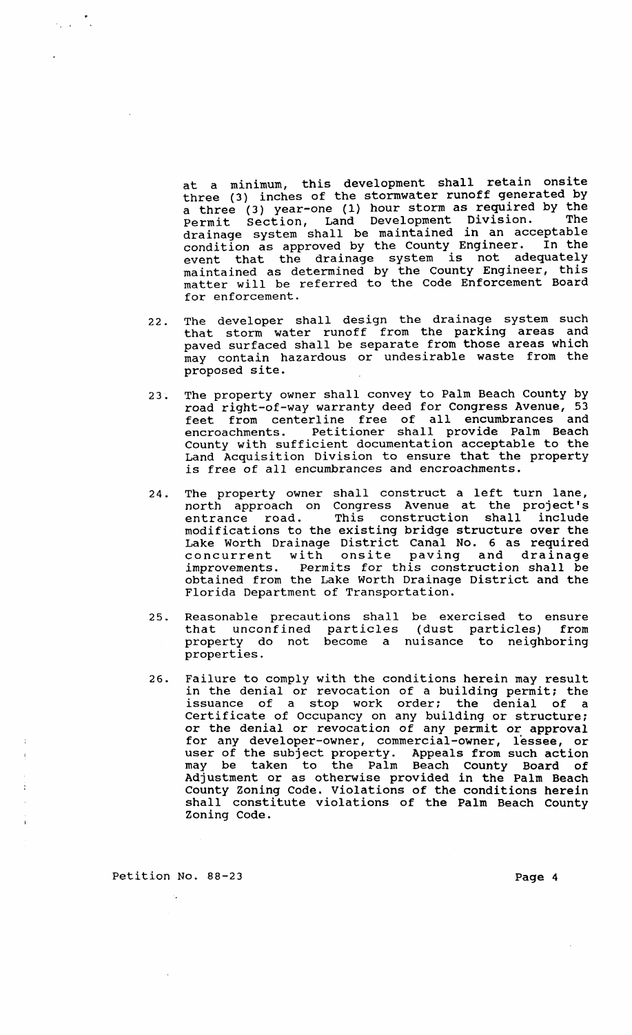at a minimum, this development shall retain onsite three (3) inches of the stormwater runoff generated by a three (3) year-one (1) hour storm as required by the Permit Section, Land Development Division. The drainage system shall be maintained in an acceptable condition as approved by the County Engineer. In the event that the drainage system is not adequately maintained as determined by the County Engineer, this matter will be referred to the Code Enforcement Board for enforcement.

22. The developer shall design the drainage system such that storm water runoff from the parking areas and paved surfaced shall be separate from those areas which may contain hazardous or undesirable waste from the proposed site.

23. The property owner shall convey to Palm Beach County by road right-of-way warranty deed for Congress Avenue, 53 feet from centerline free of all encumbrances and encroachments. Petitioner shall provide Palm Beach County with sufficient documentation acceptable to the Land Acquisition Division to ensure that the property is free of all encumbrances and encroachments.

24. The property owner shall construct a left turn lane, north approach on Congress Avenue at the project's entrance road. This construction shall include modifications to the existing bridge structure over the Lake Worth Drainage District Canal No. 6 as required concurrent with onsite paving and drainage improvements. Permits for this construction shall be obtained from the Lake Worth Drainage District and the Florida Department of Transportation.

25. Reasonable precautions shall be exercised to ensure that unconfined particles (dust particles) from property do not become a nuisance to neighboring properties.

26. Failure to comply with the conditions herein may result in the denial or revocation of a building permit; the issuance of a stop work order; the denial of a Certificate of Occupancy on any building or structure; or the denial or revocation of any permit or approval for any developer-owner, commercial-owner, lessee, or user of the subject property. Appeals from such action may be taken to the Palm Beach County Board of Adjustment or as otherwise provided in the Palm Beach County Zoning Code. Violations of the conditions herein shall constitute violations of the Palm Beach County Zoning Code.

Petition No. 88-23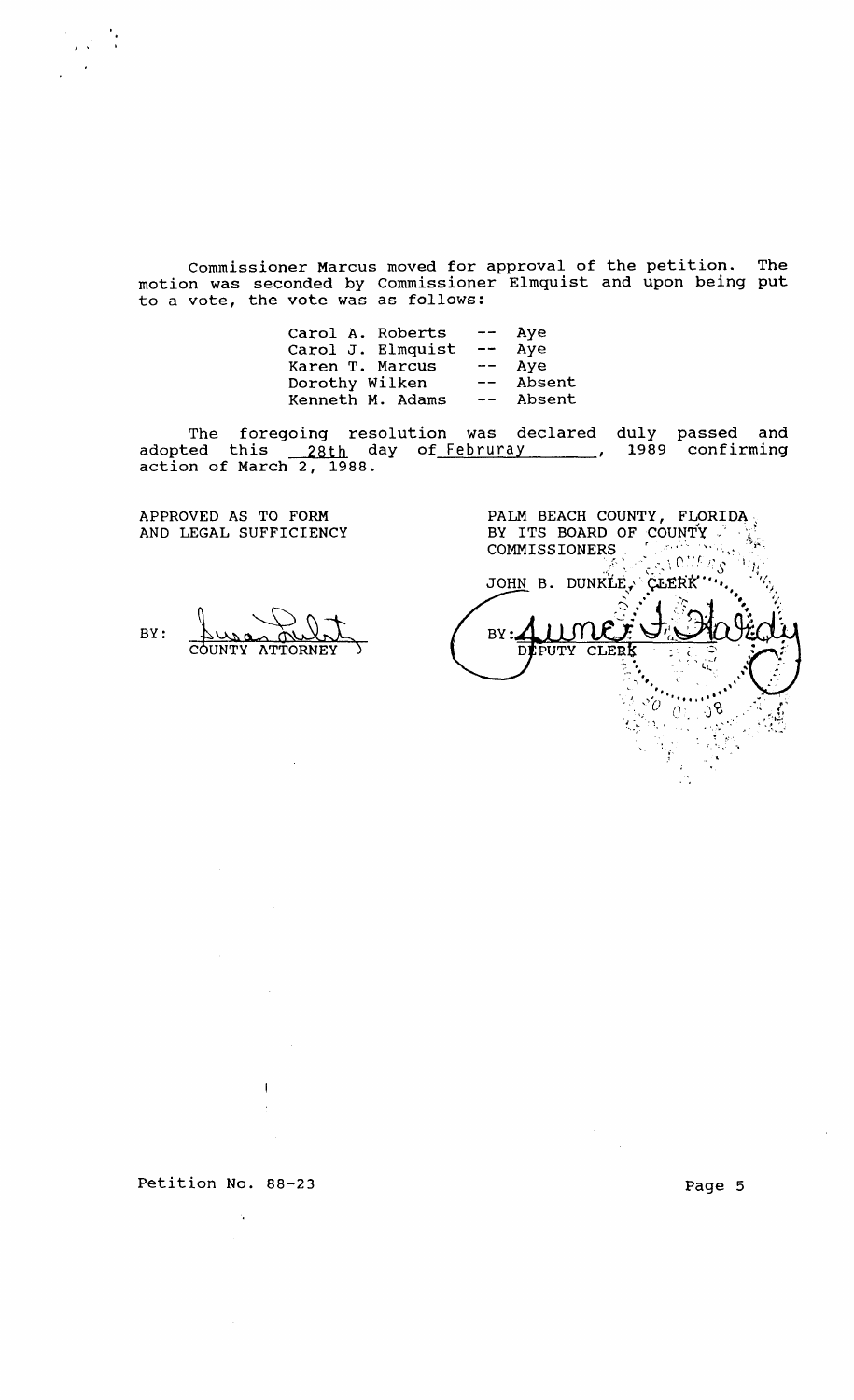Commissioner Marcus moved for approval of the petition. The motion was seconded by Commissioner Elmquist and upon being put to a vote, the vote was as follows:

| | | |
|---|---|---|
| Carol A. Roberts | -- | Aye |
| Carol J. Elmquist | -- | Aye |
| Karen T. Marcus | -- | Aye |
| Dorothy Wilken | -- | Absent |
| Kenneth M. Adams | -- | Absent |

The foregoing resolution was declared duly passed and adopted this 28th day of Februray, 1989 confirming action of March 2, 1988.

APPROVED AS TO FORM
AND LEGAL SUFFICIENCY

BY: COUNTY ATTORNEY

PALM BEACH COUNTY, FLORIDA
BY ITS BOARD OF COUNTY
COMMISSIONERS

JOHN B. DUNKLE, CLERK

BY: DEPUTY CLERK

Petition No. 88-23